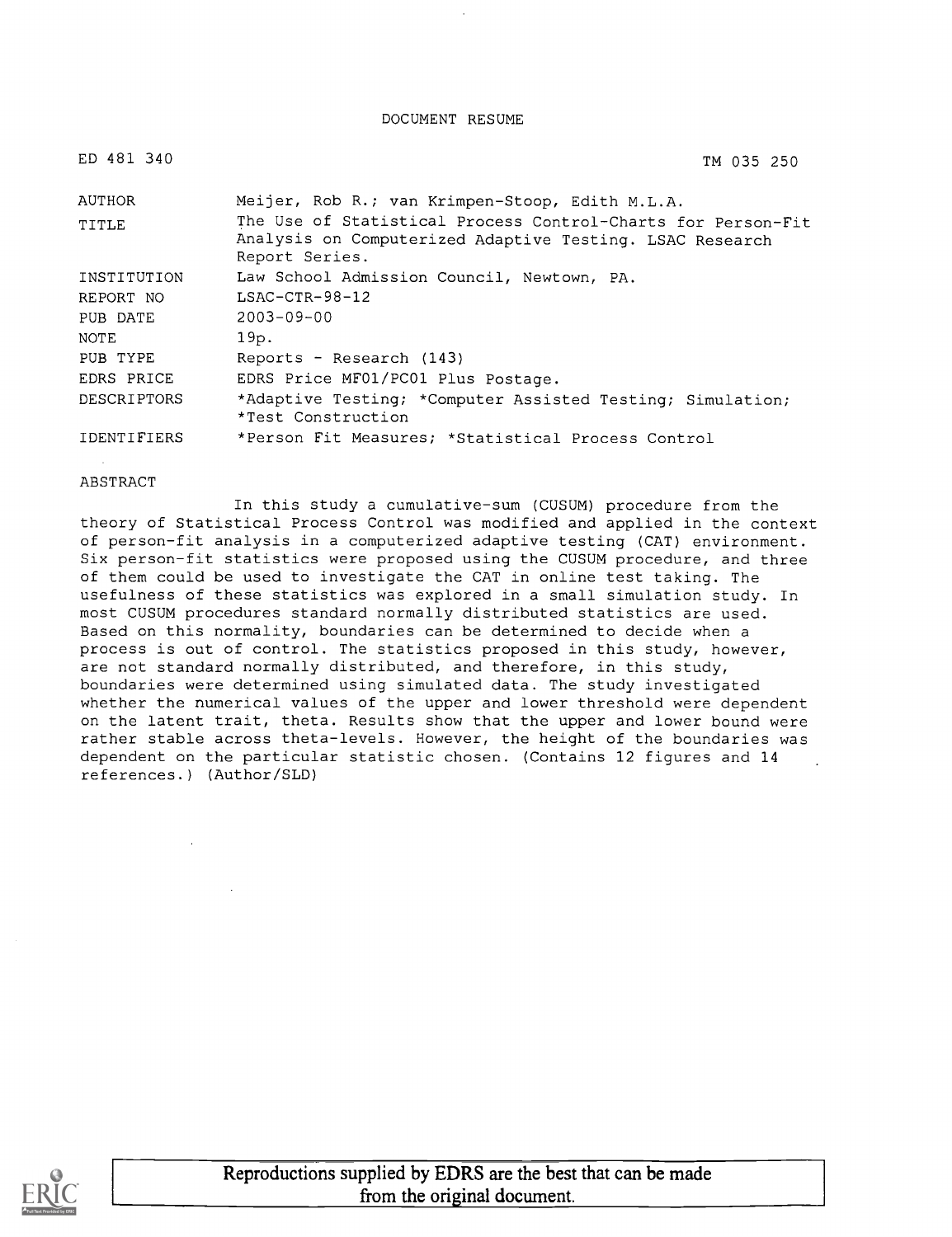DOCUMENT RESUME

| | |
|---|---|
| ED 481 340 | TM 035 250 |
| AUTHOR | Meijer, Rob R.; van Krimpen-Stoop, Edith M.L.A. |
| TITLE | The Use of Statistical Process Control-Charts for Person-Fit Analysis on Computerized Adaptive Testing. LSAC Research Report Series. |
| INSTITUTION | Law School Admission Council, Newtown, PA. |
| REPORT NO | LSAC-CTR-98-12 |
| PUB DATE | 2003-09-00 |
| NOTE | 19p. |
| PUB TYPE | Reports - Research (143) |
| EDRS PRICE | EDRS Price MF01/PC01 Plus Postage. |
| DESCRIPTORS | *Adaptive Testing; *Computer Assisted Testing; Simulation; *Test Construction |
| IDENTIFIERS | *Person Fit Measures; *Statistical Process Control |

ABSTRACT

In this study a cumulative-sum (CUSUM) procedure from the theory of Statistical Process Control was modified and applied in the context of person-fit analysis in a computerized adaptive testing (CAT) environment. Six person-fit statistics were proposed using the CUSUM procedure, and three of them could be used to investigate the CAT in online test taking. The usefulness of these statistics was explored in a small simulation study. In most CUSUM procedures standard normally distributed statistics are used. Based on this normality, boundaries can be determined to decide when a process is out of control. The statistics proposed in this study, however, are not standard normally distributed, and therefore, in this study, boundaries were determined using simulated data. The study investigated whether the numerical values of the upper and lower threshold were dependent on the latent trait, theta. Results show that the upper and lower bound were rather stable across theta-levels. However, the height of the boundaries was dependent on the particular statistic chosen. (Contains 12 figures and 14 references.) (Author/SLD)

Reproductions supplied by EDRS are the best that can be made from the original document.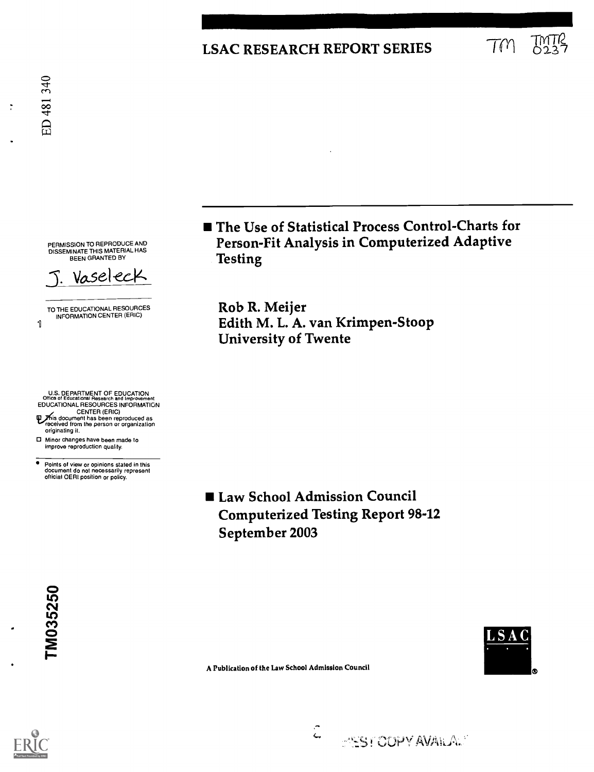# LSAC RESEARCH REPORT SERIES

TM TMTR 0237

ED 481 340

PERMISSION TO REPRODUCE AND DISSEMINATE THIS MATERIAL HAS BEEN GRANTED BY

J. Vaseleck

TO THE EDUCATIONAL RESOURCES INFORMATION CENTER (ERIC)

U.S. DEPARTMENT OF EDUCATION
Office of Educational Research and Improvement
EDUCATIONAL RESOURCES INFORMATION CENTER (ERIC)

This document has been reproduced as received from the person or organization originating it.

Minor changes have been made to improve reproduction quality.

Points of view or opinions stated in this document do not necessarily represent official OERI position or policy.

## The Use of Statistical Process Control-Charts for Person-Fit Analysis in Computerized Adaptive Testing

**Rob R. Meijer**
**Edith M. L. A. van Krimpen-Stoop**
**University of Twente**

## Law School Admission Council Computerized Testing Report 98-12 September 2003

TM035250

A Publication of the Law School Admission Council

LSAC

BEST COPY AVAILABLE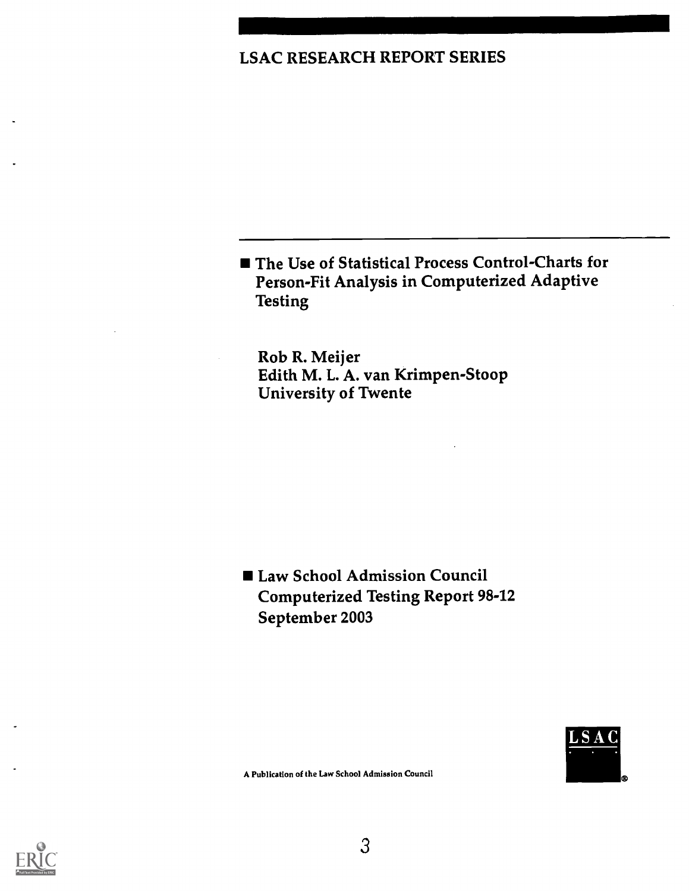LSAC RESEARCH REPORT SERIES

# The Use of Statistical Process Control-Charts for Person-Fit Analysis in Computerized Adaptive Testing

Rob R. Meijer
Edith M. L. A. van Krimpen-Stoop
University of Twente

Law School Admission Council
Computerized Testing Report 98-12
September 2003

A Publication of the Law School Admission Council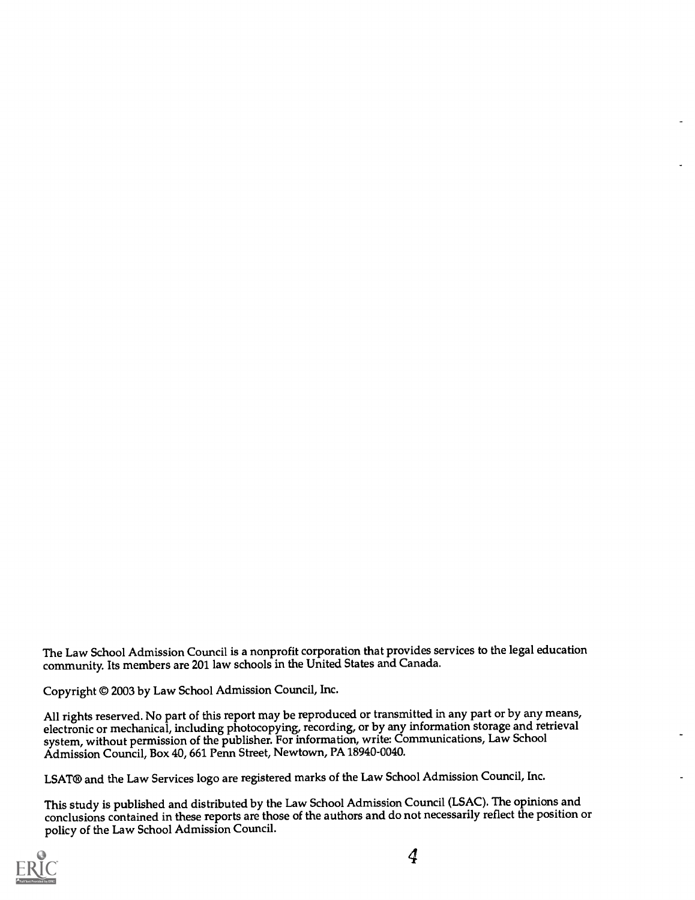The Law School Admission Council is a nonprofit corporation that provides services to the legal education community. Its members are 201 law schools in the United States and Canada.

Copyright © 2003 by Law School Admission Council, Inc.

All rights reserved. No part of this report may be reproduced or transmitted in any part or by any means, electronic or mechanical, including photocopying, recording, or by any information storage and retrieval system, without permission of the publisher. For information, write: Communications, Law School Admission Council, Box 40, 661 Penn Street, Newtown, PA 18940-0040.

LSAT® and the Law Services logo are registered marks of the Law School Admission Council, Inc.

This study is published and distributed by the Law School Admission Council (LSAC). The opinions and conclusions contained in these reports are those of the authors and do not necessarily reflect the position or policy of the Law School Admission Council.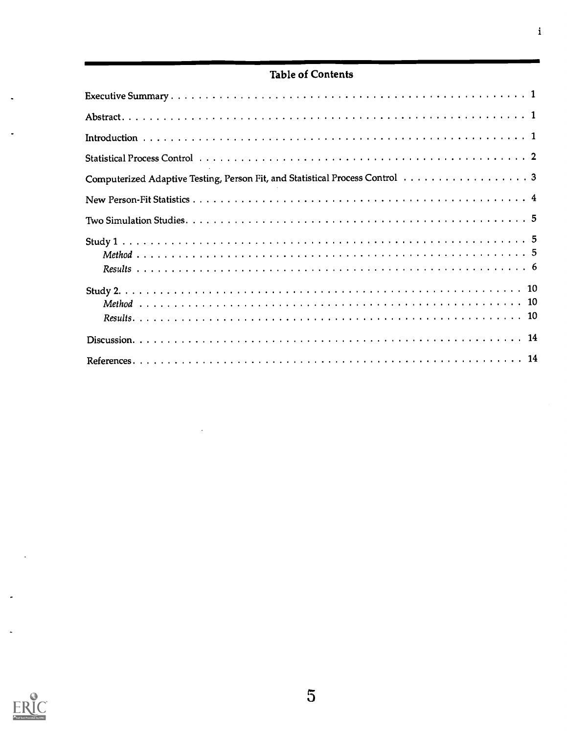## Table of Contents

Executive Summary . . . . . . . . . . . . . . . . . . . . . . . . . . . . . . . . . . . . . . . . . . . . . . 1

Abstract . . . . . . . . . . . . . . . . . . . . . . . . . . . . . . . . . . . . . . . . . . . . . . . . . . . . 1

Introduction . . . . . . . . . . . . . . . . . . . . . . . . . . . . . . . . . . . . . . . . . . . . . . . . . . 1

Statistical Process Control . . . . . . . . . . . . . . . . . . . . . . . . . . . . . . . . . . . . . . . . . 2

Computerized Adaptive Testing, Person Fit, and Statistical Process Control . . . . . . . . . . . . . . . . . . 3

New Person-Fit Statistics . . . . . . . . . . . . . . . . . . . . . . . . . . . . . . . . . . . . . . . . . . 4

Two Simulation Studies . . . . . . . . . . . . . . . . . . . . . . . . . . . . . . . . . . . . . . . . . . . 5

Study 1 . . . . . . . . . . . . . . . . . . . . . . . . . . . . . . . . . . . . . . . . . . . . . . . . . . . . 5
  *Method* . . . . . . . . . . . . . . . . . . . . . . . . . . . . . . . . . . . . . . . . . . . . . . . . . 5
  *Results* . . . . . . . . . . . . . . . . . . . . . . . . . . . . . . . . . . . . . . . . . . . . . . . . . 6

Study 2 . . . . . . . . . . . . . . . . . . . . . . . . . . . . . . . . . . . . . . . . . . . . . . . . . . . . 10
  *Method* . . . . . . . . . . . . . . . . . . . . . . . . . . . . . . . . . . . . . . . . . . . . . . . . . 10
  *Results* . . . . . . . . . . . . . . . . . . . . . . . . . . . . . . . . . . . . . . . . . . . . . . . . . 10

Discussion . . . . . . . . . . . . . . . . . . . . . . . . . . . . . . . . . . . . . . . . . . . . . . . . . 14

References . . . . . . . . . . . . . . . . . . . . . . . . . . . . . . . . . . . . . . . . . . . . . . . . . 14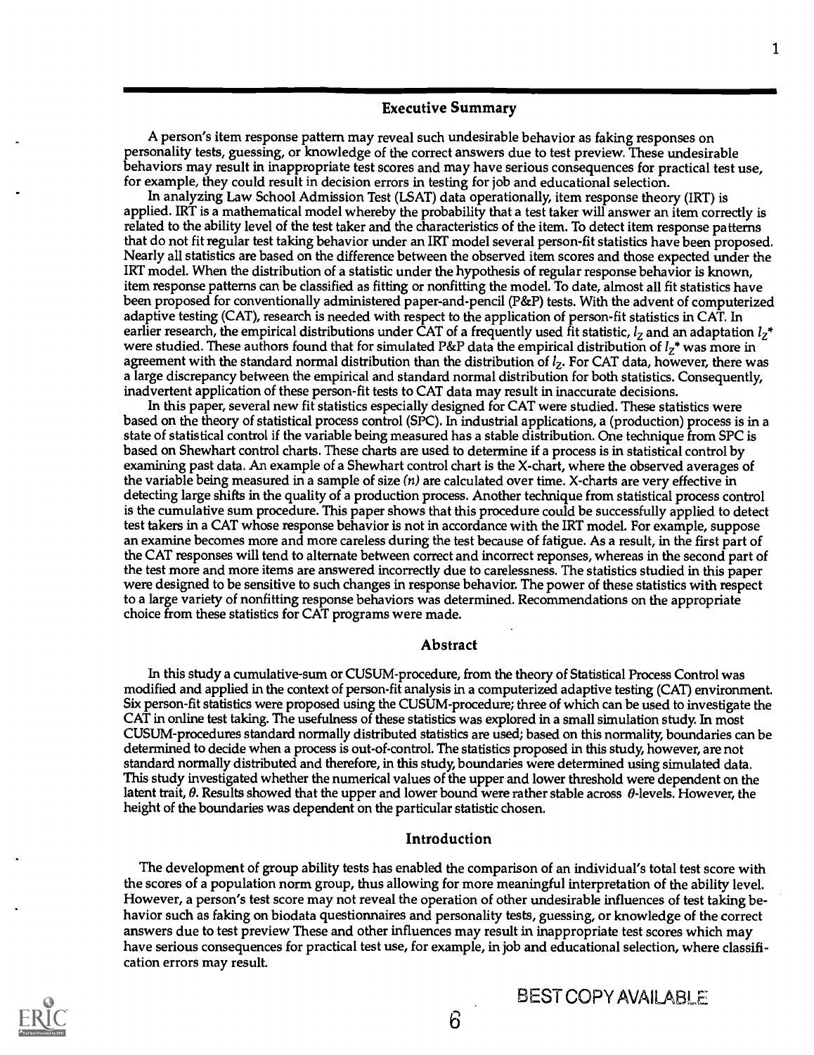## Executive Summary

A person's item response pattern may reveal such undesirable behavior as faking responses on personality tests, guessing, or knowledge of the correct answers due to test preview. These undesirable behaviors may result in inappropriate test scores and may have serious consequences for practical test use, for example, they could result in decision errors in testing for job and educational selection.

In analyzing Law School Admission Test (LSAT) data operationally, item response theory (IRT) is applied. IRT is a mathematical model whereby the probability that a test taker will answer an item correctly is related to the ability level of the test taker and the characteristics of the item. To detect item response patterns that do not fit regular test taking behavior under an IRT model several person-fit statistics have been proposed. Nearly all statistics are based on the difference between the observed item scores and those expected under the IRT model. When the distribution of a statistic under the hypothesis of regular response behavior is known, item response patterns can be classified as fitting or nonfitting the model. To date, almost all fit statistics have been proposed for conventionally administered paper-and-pencil (P&P) tests. With the advent of computerized adaptive testing (CAT), research is needed with respect to the application of person-fit statistics in CAT. In earlier research, the empirical distributions under CAT of a frequently used fit statistic, $l_Z$ and an adaptation $l_Z^*$ were studied. These authors found that for simulated P&P data the empirical distribution of $l_Z^*$ was more in agreement with the standard normal distribution than the distribution of $l_Z$. For CAT data, however, there was a large discrepancy between the empirical and standard normal distribution for both statistics. Consequently, inadvertent application of these person-fit tests to CAT data may result in inaccurate decisions.

In this paper, several new fit statistics especially designed for CAT were studied. These statistics were based on the theory of statistical process control (SPC). In industrial applications, a (production) process is in a state of statistical control if the variable being measured has a stable distribution. One technique from SPC is based on Shewhart control charts. These charts are used to determine if a process is in statistical control by examining past data. An example of a Shewhart control chart is the X-chart, where the observed averages of the variable being measured in a sample of size *(n)* are calculated over time. X-charts are very effective in detecting large shifts in the quality of a production process. Another technique from statistical process control is the cumulative sum procedure. This paper shows that this procedure could be successfully applied to detect test takers in a CAT whose response behavior is not in accordance with the IRT model. For example, suppose an examine becomes more and more careless during the test because of fatigue. As a result, in the first part of the CAT responses will tend to alternate between correct and incorrect reponses, whereas in the second part of the test more and more items are answered incorrectly due to carelessness. The statistics studied in this paper were designed to be sensitive to such changes in response behavior. The power of these statistics with respect to a large variety of nonfitting response behaviors was determined. Recommendations on the appropriate choice from these statistics for CAT programs were made.

## Abstract

In this study a cumulative-sum or CUSUM-procedure, from the theory of Statistical Process Control was modified and applied in the context of person-fit analysis in a computerized adaptive testing (CAT) environment. Six person-fit statistics were proposed using the CUSUM-procedure; three of which can be used to investigate the CAT in online test taking. The usefulness of these statistics was explored in a small simulation study. In most CUSUM-procedures standard normally distributed statistics are used; based on this normality, boundaries can be determined to decide when a process is out-of-control. The statistics proposed in this study, however, are not standard normally distributed and therefore, in this study, boundaries were determined using simulated data. This study investigated whether the numerical values of the upper and lower threshold were dependent on the latent trait, $\theta$. Results showed that the upper and lower bound were rather stable across $\theta$-levels. However, the height of the boundaries was dependent on the particular statistic chosen.

## Introduction

The development of group ability tests has enabled the comparison of an individual's total test score with the scores of a population norm group, thus allowing for more meaningful interpretation of the ability level. However, a person's test score may not reveal the operation of other undesirable influences of test taking behavior such as faking on biodata questionnaires and personality tests, guessing, or knowledge of the correct answers due to test preview These and other influences may result in inappropriate test scores which may have serious consequences for practical test use, for example, in job and educational selection, where classification errors may result.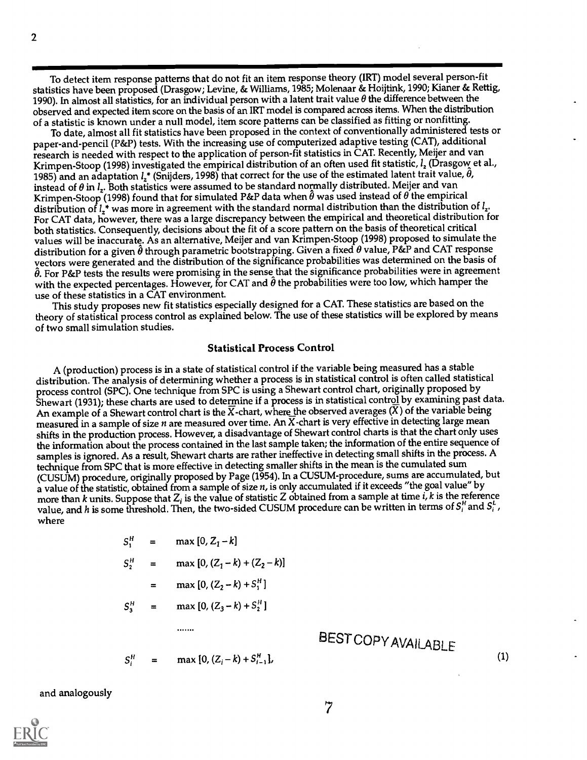To detect item response patterns that do not fit an item response theory (IRT) model several person-fit statistics have been proposed (Drasgow; Levine, & Williams, 1985; Molenaar & Hoijtink, 1990; Kianer & Rettig, 1990). In almost all statistics, for an individual person with a latent trait value $\theta$ the difference between the observed and expected item score on the basis of an IRT model is compared across items. When the distribution of a statistic is known under a null model, item score patterns can be classified as fitting or nonfitting.

To date, almost all fit statistics have been proposed in the context of conventionally administered tests or paper-and-pencil (P&P) tests. With the increasing use of computerized adaptive testing (CAT), additional research is needed with respect to the application of person-fit statistics in CAT. Recently, Meijer and van Krimpen-Stoop (1998) investigated the empirical distribution of an often used fit statistic, $l_z$ (Drasgow et al., 1985) and an adaptation $l_z^*$ (Snijders, 1998) that correct for the use of the estimated latent trait value, $\hat{\theta}$, instead of $\theta$ in $l_z$. Both statistics were assumed to be standard normally distributed. Meijer and van Krimpen-Stoop (1998) found that for simulated P&P data when $\hat{\theta}$ was used instead of $\theta$ the empirical distribution of $l_z^*$ was more in agreement with the standard normal distribution than the distribution of $l_z$. For CAT data, however, there was a large discrepancy between the empirical and theoretical distribution for both statistics. Consequently, decisions about the fit of a score pattern on the basis of theoretical critical values will be inaccurate. As an alternative, Meijer and van Krimpen-Stoop (1998) proposed to simulate the distribution for a given $\hat{\theta}$ through parametric bootstrapping. Given a fixed $\theta$ value, P&P and CAT response vectors were generated and the distribution of the significance probabilities was determined on the basis of $\hat{\theta}$. For P&P tests the results were promising in the sense that the significance probabilities were in agreement with the expected percentages. However, for CAT and $\hat{\theta}$ the probabilities were too low, which hamper the use of these statistics in a CAT environment.

This study proposes new fit statistics especially designed for a CAT. These statistics are based on the theory of statistical process control as explained below. The use of these statistics will be explored by means of two small simulation studies.

## Statistical Process Control

A (production) process is in a state of statistical control if the variable being measured has a stable distribution. The analysis of determining whether a process is in statistical control is often called statistical process control (SPC). One technique from SPC is using a Shewart control chart, originally proposed by Shewart (1931); these charts are used to determine if a process is in statistical control by examining past data. An example of a Shewart control chart is the $\bar{X}$-chart, where the observed averages ($\bar{X}$) of the variable being measured in a sample of size $n$ are measured over time. An $\bar{X}$-chart is very effective in detecting large mean shifts in the production process. However, a disadvantage of Shewart control charts is that the chart only uses the information about the process contained in the last sample taken; the information of the entire sequence of samples is ignored. As a result, Shewart charts are rather ineffective in detecting small shifts in the process. A technique from SPC that is more effective in detecting smaller shifts in the mean is the cumulated sum (CUSUM) procedure, originally proposed by Page (1954). In a CUSUM-procedure, sums are accumulated, but a value of the statistic, obtained from a sample of size $n$, is only accumulated if it exceeds "the goal value" by more than $k$ units. Suppose that $Z_i$ is the value of statistic Z obtained from a sample at time $i$, $k$ is the reference value, and $h$ is some threshold. Then, the two-sided CUSUM procedure can be written in terms of $S_i^H$ and $S_i^L$, where

$$
\begin{aligned}
S_1^H &= \max[0, Z_1 - k] \\
S_2^H &= \max[0, (Z_1 - k) + (Z_2 - k)] \\
&= \max[0, (Z_2 - k) + S_1^H] \\
S_3^H &= \max[0, (Z_3 - k) + S_2^H] \\
&\;\;\ldots\ldots \\
S_i^H &= \max[0, (Z_i - k) + S_{i-1}^H],
\end{aligned}
\tag{1}
$$

and analogously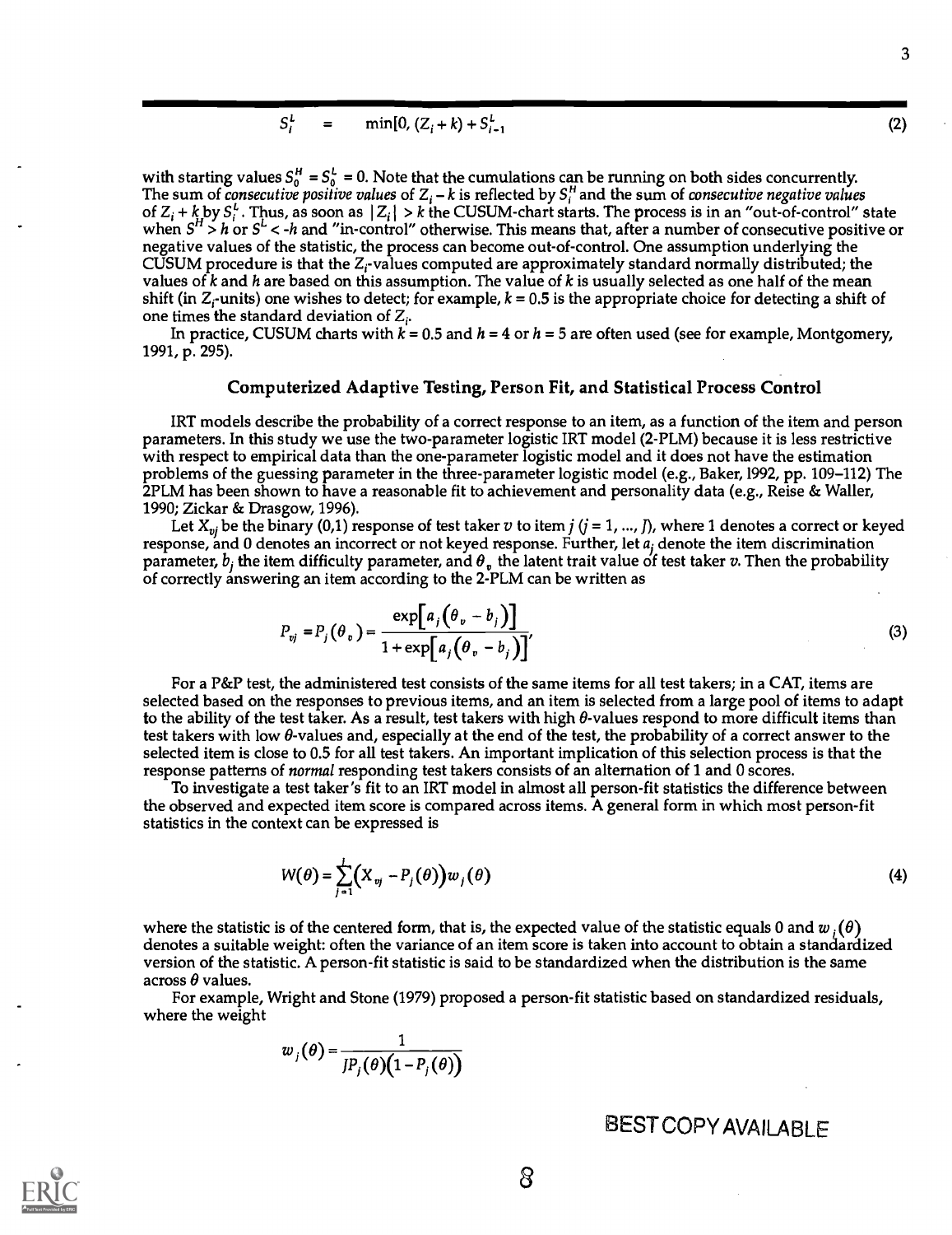$$S_i^L \quad = \quad \min[0, (Z_i + k) + S_{i-1}^L \tag{2}$$

with starting values $S_0^H = S_0^L = 0$. Note that the cumulations can be running on both sides concurrently. The sum of *consecutive positive values* of $Z_i - k$ is reflected by $S_i^H$ and the sum of *consecutive negative values* of $Z_i + k$ by $S_i^L$. Thus, as soon as $|Z_i| > k$ the CUSUM-chart starts. The process is in an "out-of-control" state when $S^H > h$ or $S^L < -h$ and "in-control" otherwise. This means that, after a number of consecutive positive or negative values of the statistic, the process can become out-of-control. One assumption underlying the CUSUM procedure is that the $Z_i$-values computed are approximately standard normally distributed; the values of $k$ and $h$ are based on this assumption. The value of $k$ is usually selected as one half of the mean shift (in $Z_i$-units) one wishes to detect; for example, $k = 0.5$ is the appropriate choice for detecting a shift of one times the standard deviation of $Z_i$.

In practice, CUSUM charts with $k = 0.5$ and $h = 4$ or $h = 5$ are often used (see for example, Montgomery, 1991, p. 295).

### Computerized Adaptive Testing, Person Fit, and Statistical Process Control

IRT models describe the probability of a correct response to an item, as a function of the item and person parameters. In this study we use the two-parameter logistic IRT model (2-PLM) because it is less restrictive with respect to empirical data than the one-parameter logistic model and it does not have the estimation problems of the guessing parameter in the three-parameter logistic model (e.g., Baker, 1992, pp. 109–112) The 2PLM has been shown to have a reasonable fit to achievement and personality data (e.g., Reise & Waller, 1990; Zickar & Drasgow, 1996).

Let $X_{vj}$ be the binary (0,1) response of test taker $v$ to item $j$ ($j = 1, ..., J$), where 1 denotes a correct or keyed response, and 0 denotes an incorrect or not keyed response. Further, let $a_j$ denote the item discrimination parameter, $b_j$ the item difficulty parameter, and $\theta_v$ the latent trait value of test taker $v$. Then the probability of correctly answering an item according to the 2-PLM can be written as

$$P_{vj} = P_j(\theta_v) = \frac{\exp\left[a_j\left(\theta_v - b_j\right)\right]}{1 + \exp\left[a_j\left(\theta_v - b_j\right)\right]}, \tag{3}$$

For a P&P test, the administered test consists of the same items for all test takers; in a CAT, items are selected based on the responses to previous items, and an item is selected from a large pool of items to adapt to the ability of the test taker. As a result, test takers with high $\theta$-values respond to more difficult items than test takers with low $\theta$-values and, especially at the end of the test, the probability of a correct answer to the selected item is close to 0.5 for all test takers. An important implication of this selection process is that the response patterns of *normal* responding test takers consists of an alternation of 1 and 0 scores.

To investigate a test taker's fit to an IRT model in almost all person-fit statistics the difference between the observed and expected item score is compared across items. A general form in which most person-fit statistics in the context can be expressed is

$$W(\theta) = \sum_{j=1}^{J}\left(X_{vj} - P_j(\theta)\right)w_j(\theta) \tag{4}$$

where the statistic is of the centered form, that is, the expected value of the statistic equals 0 and $w_j(\theta)$ denotes a suitable weight: often the variance of an item score is taken into account to obtain a standardized version of the statistic. A person-fit statistic is said to be standardized when the distribution is the same across $\theta$ values.

For example, Wright and Stone (1979) proposed a person-fit statistic based on standardized residuals, where the weight

$$w_j(\theta) = \frac{1}{JP_j(\theta)\left(1 - P_j(\theta)\right)}$$

BEST COPY AVAILABLE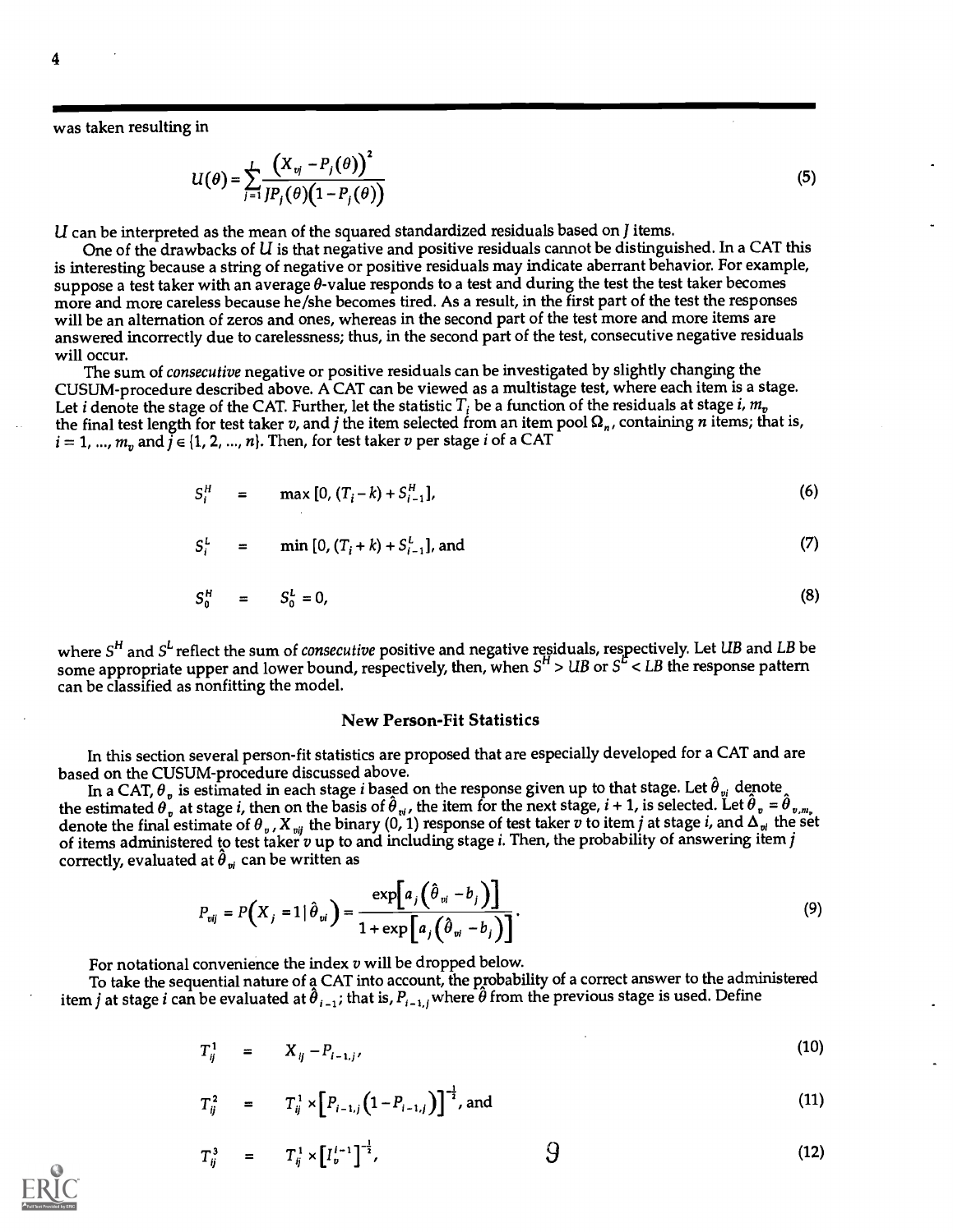was taken resulting in

$$U(\theta) = \sum_{j=1}^{J} \frac{\left(X_{vj} - P_j(\theta)\right)^2}{J P_j(\theta)\left(1 - P_j(\theta)\right)} \tag{5}$$

$U$ can be interpreted as the mean of the squared standardized residuals based on $J$ items.

One of the drawbacks of $U$ is that negative and positive residuals cannot be distinguished. In a CAT this is interesting because a string of negative or positive residuals may indicate aberrant behavior. For example, suppose a test taker with an average $\theta$-value responds to a test and during the test the test taker becomes more and more careless because he/she becomes tired. As a result, in the first part of the test the responses will be an alternation of zeros and ones, whereas in the second part of the test more and more items are answered incorrectly due to carelessness; thus, in the second part of the test, consecutive negative residuals will occur.

The sum of *consecutive* negative or positive residuals can be investigated by slightly changing the CUSUM-procedure described above. A CAT can be viewed as a multistage test, where each item is a stage. Let $i$ denote the stage of the CAT. Further, let the statistic $T_i$ be a function of the residuals at stage $i$, $m_v$ the final test length for test taker $v$, and $j$ the item selected from an item pool $\Omega_n$, containing $n$ items; that is, $i = 1, \ldots, m_v$ and $j \in \{1, 2, \ldots, n\}$. Then, for test taker $v$ per stage $i$ of a CAT

$$S_i^H = \max\left[0, (T_i - k) + S_{i-1}^H\right], \tag{6}$$

$$S_i^L = \min\left[0, (T_i + k) + S_{i-1}^L\right], \text{ and} \tag{7}$$

$$S_0^H = S_0^L = 0, \tag{8}$$

where $S^H$ and $S^L$ reflect the sum of *consecutive* positive and negative residuals, respectively. Let $UB$ and $LB$ be some appropriate upper and lower bound, respectively, then, when $S^H > UB$ or $S^L < LB$ the response pattern can be classified as nonfitting the model.

## New Person-Fit Statistics

In this section several person-fit statistics are proposed that are especially developed for a CAT and are based on the CUSUM-procedure discussed above.

In a CAT, $\theta_v$ is estimated in each stage $i$ based on the response given up to that stage. Let $\hat{\theta}_{vi}$ denote the estimated $\theta_v$ at stage $i$, then on the basis of $\hat{\theta}_{vi}$, the item for the next stage, $i + 1$, is selected. Let $\hat{\theta}_v = \hat{\theta}_{v,m_v}$ denote the final estimate of $\theta_v$, $X_{vij}$ the binary (0, 1) response of test taker $v$ to item $j$ at stage $i$, and $\Delta_{vi}$ the set of items administered to test taker $v$ up to and including stage $i$. Then, the probability of answering item $j$ correctly, evaluated at $\hat{\theta}_{vi}$ can be written as

$$P_{vij} = P\left(X_j = 1 \mid \hat{\theta}_{vi}\right) = \frac{\exp\left[a_j\left(\hat{\theta}_{vi} - b_j\right)\right]}{1 + \exp\left[a_j\left(\hat{\theta}_{vi} - b_j\right)\right]}. \tag{9}$$

For notational convenience the index $v$ will be dropped below.

To take the sequential nature of a CAT into account, the probability of a correct answer to the administered item $j$ at stage $i$ can be evaluated at $\hat{\theta}_{i-1}$; that is, $P_{i-1,j}$ where $\hat{\theta}$ from the previous stage is used. Define

$$T_{ij}^1 = X_{ij} - P_{i-1,j}, \tag{10}$$

$$T_{ij}^2 = T_{ij}^1 \times \left[P_{i-1,j}\left(1 - P_{i-1,j}\right)\right]^{-\frac{1}{2}}, \text{ and} \tag{11}$$

$$T_{ij}^3 = T_{ij}^1 \times \left[I_v^{i-1}\right]^{-\frac{1}{2}}, \tag{12}$$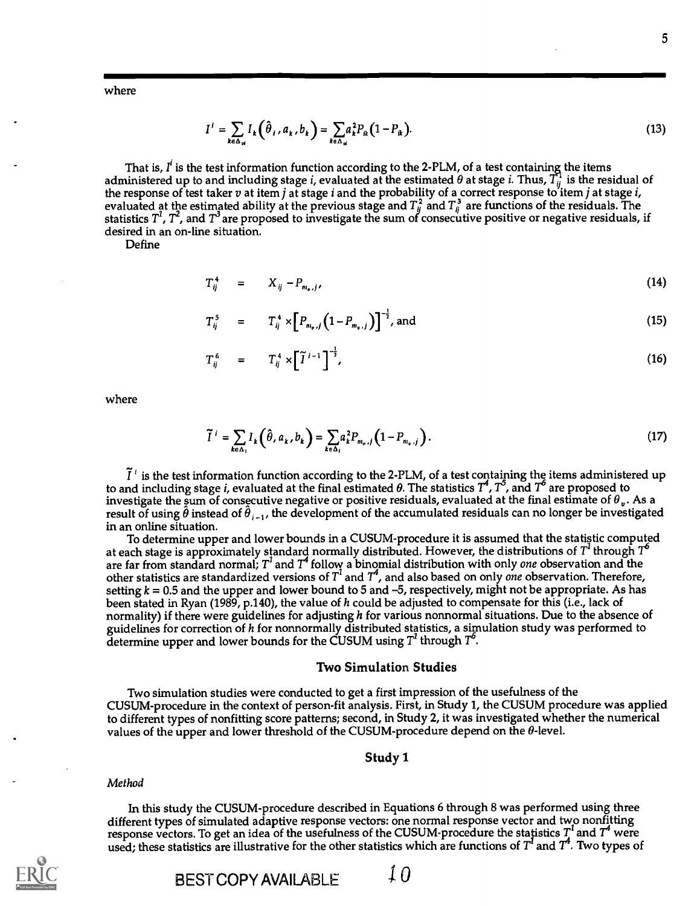where

$$I^i = \sum_{k \in \Delta_{vi}} I_k\left(\hat{\theta}_i, a_k, b_k\right) = \sum_{k \in \Delta_{vi}} a_k^2 P_{ik}\left(1 - P_{ik}\right). \tag{13}$$

That is, $I^i$ is the test information function according to the 2-PLM, of a test containing the items administered up to and including stage $i$, evaluated at the estimated $\theta$ at stage $i$. Thus, $T_{ij}^1$ is the residual of the response of test taker $v$ at item $j$ at stage $i$ and the probability of a correct response to item $j$ at stage $i$, evaluated at the estimated ability at the previous stage and $T_{ij}^2$ and $T_{ij}^3$ are functions of the residuals. The statistics $T^1$, $T^2$, and $T^3$ are proposed to investigate the sum of consecutive positive or negative residuals, if desired in an on-line situation.

Define

$$T_{ij}^4 = X_{ij} - P_{m_v, j}, \tag{14}$$

$$T_{ij}^5 = T_{ij}^4 \times \left[P_{m_v, j}\left(1 - P_{m_v, j}\right)\right]^{-\frac{1}{2}}, \text{ and} \tag{15}$$

$$T_{ij}^6 = T_{ij}^4 \times \left[\tilde{I}^{\,i-1}\right]^{-\frac{1}{2}}, \tag{16}$$

where

$$\tilde{I}^{\,i} = \sum_{k \in \Delta_i} I_k\left(\hat{\theta}, a_k, b_k\right) = \sum_{k \in \Delta_i} a_k^2 P_{m_v, j}\left(1 - P_{m_v, j}\right). \tag{17}$$

$\tilde{I}^{\,i}$ is the test information function according to the 2-PLM, of a test containing the items administered up to and including stage $i$, evaluated at the final estimated $\theta$. The statistics $T^4$, $T^5$, and $T^6$ are proposed to investigate the sum of consecutive negative or positive residuals, evaluated at the final estimate of $\theta_v$. As a result of using $\hat{\theta}$ instead of $\hat{\theta}_{i-1}$, the development of the accumulated residuals can no longer be investigated in an online situation.

To determine upper and lower bounds in a CUSUM-procedure it is assumed that the statistic computed at each stage is approximately standard normally distributed. However, the distributions of $T^1$ through $T^6$ are far from standard normal; $T^1$ and $T^4$ follow a binomial distribution with only *one* observation and the other statistics are standardized versions of $T^1$ and $T^4$, and also based on only *one* observation. Therefore, setting $k = 0.5$ and the upper and lower bound to 5 and –5, respectively, might not be appropriate. As has been stated in Ryan (1989, p.140), the value of $h$ could be adjusted to compensate for this (i.e., lack of normality) if there were guidelines for adjusting $h$ for various nonnormal situations. Due to the absence of guidelines for correction of $h$ for nonnormally distributed statistics, a simulation study was performed to determine upper and lower bounds for the CUSUM using $T^1$ through $T^6$.

## Two Simulation Studies

Two simulation studies were conducted to get a first impression of the usefulness of the CUSUM-procedure in the context of person-fit analysis. First, in Study 1, the CUSUM procedure was applied to different types of nonfitting score patterns; second, in Study 2, it was investigated whether the numerical values of the upper and lower threshold of the CUSUM-procedure depend on the $\theta$-level.

### Study 1

*Method*

In this study the CUSUM-procedure described in Equations 6 through 8 was performed using three different types of simulated adaptive response vectors: one normal response vector and two nonfitting response vectors. To get an idea of the usefulness of the CUSUM-procedure the statistics $T^1$ and $T^4$ were used; these statistics are illustrative for the other statistics which are functions of $T^1$ and $T^4$. Two types of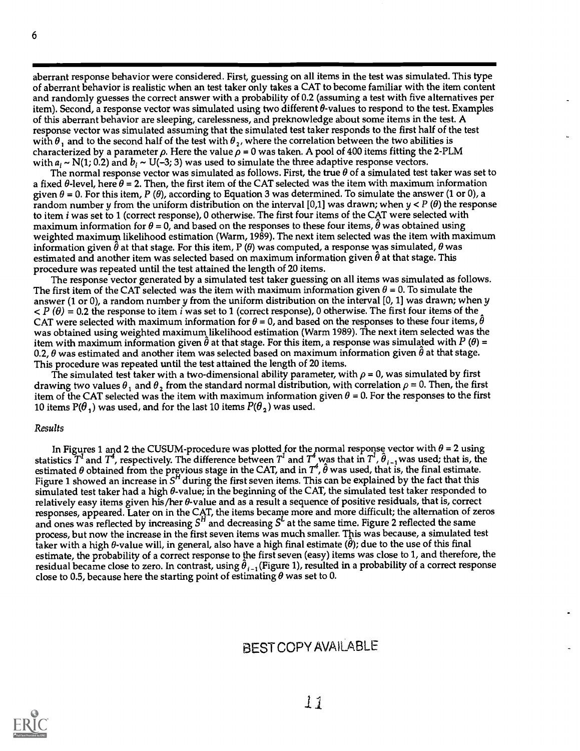aberrant response behavior were considered. First, guessing on all items in the test was simulated. This type of aberrant behavior is realistic when an test taker only takes a CAT to become familiar with the item content and randomly guesses the correct answer with a probability of 0.2 (assuming a test with five alternatives per item). Second, a response vector was simulated using two different $\theta$-values to respond to the test. Examples of this aberrant behavior are sleeping, carelessness, and preknowledge about some items in the test. A response vector was simulated assuming that the simulated test taker responds to the first half of the test with $\theta_1$ and to the second half of the test with $\theta_2$, where the correlation between the two abilities is characterized by a parameter $\rho$. Here the value $\rho = 0$ was taken. A pool of 400 items fitting the 2-PLM with $a_i \sim N(1; 0.2)$ and $b_i \sim U(-3; 3)$ was used to simulate the three adaptive response vectors.

The normal response vector was simulated as follows. First, the true $\theta$ of a simulated test taker was set to a fixed $\theta$-level, here $\theta = 2$. Then, the first item of the CAT selected was the item with maximum information given $\theta = 0$. For this item, $P(\theta)$, according to Equation 3 was determined. To simulate the answer (1 or 0), a random number $y$ from the uniform distribution on the interval [0,1] was drawn; when $y < P(\theta)$ the response to item $i$ was set to 1 (correct response), 0 otherwise. The first four items of the CAT were selected with maximum information for $\theta = 0$, and based on the responses to these four items, $\hat{\theta}$ was obtained using weighted maximum likelihood estimation (Warm, 1989). The next item selected was the item with maximum information given $\hat{\theta}$ at that stage. For this item, $P(\theta)$ was computed, a response was simulated, $\theta$ was estimated and another item was selected based on maximum information given $\hat{\theta}$ at that stage. This procedure was repeated until the test attained the length of 20 items.

The response vector generated by a simulated test taker guessing on all items was simulated as follows. The first item of the CAT selected was the item with maximum information given $\theta = 0$. To simulate the answer (1 or 0), a random number $y$ from the uniform distribution on the interval [0, 1] was drawn; when $y < P(\theta) = 0.2$ the response to item $i$ was set to 1 (correct response), 0 otherwise. The first four items of the CAT were selected with maximum information for $\theta = 0$, and based on the responses to these four items, $\hat{\theta}$ was obtained using weighted maximum likelihood estimation (Warm 1989). The next item selected was the item with maximum information given $\hat{\theta}$ at that stage. For this item, a response was simulated with $P(\theta) = 0.2$, $\theta$ was estimated and another item was selected based on maximum information given $\hat{\theta}$ at that stage. This procedure was repeated until the test attained the length of 20 items.

The simulated test taker with a two-dimensional ability parameter, with $\rho = 0$, was simulated by first drawing two values $\theta_1$ and $\theta_2$ from the standard normal distribution, with correlation $\rho = 0$. Then, the first item of the CAT selected was the item with maximum information given $\theta = 0$. For the responses to the first 10 items $P(\theta_1)$ was used, and for the last 10 items $P(\theta_2)$ was used.

*Results*

In Figures 1 and 2 the CUSUM-procedure was plotted for the normal response vector with $\theta = 2$ using statistics $T^1$ and $T^4$, respectively. The difference between $T^1$ and $T^4$ was that in $T^1$, $\hat{\theta}_{i-1}$ was used; that is, the estimated $\theta$ obtained from the previous stage in the CAT, and in $T^4$, $\hat{\theta}$ was used, that is, the final estimate. Figure 1 showed an increase in $S^H$ during the first seven items. This can be explained by the fact that this simulated test taker had a high $\theta$-value; in the beginning of the CAT, the simulated test taker responded to relatively easy items given his/her $\theta$-value and as a result a sequence of positive residuals, that is, correct responses, appeared. Later on in the CAT, the items became more and more difficult; the alternation of zeros and ones was reflected by increasing $S^H$ and decreasing $S^L$ at the same time. Figure 2 reflected the same process, but now the increase in the first seven items was much smaller. This was because, a simulated test taker with a high $\theta$-value will, in general, also have a high final estimate ($\hat{\theta}$); due to the use of this final estimate, the probability of a correct response to the first seven (easy) items was close to 1, and therefore, the residual became close to zero. In contrast, using $\hat{\theta}_{i-1}$ (Figure 1), resulted in a probability of a correct response close to 0.5, because here the starting point of estimating $\theta$ was set to 0.

BEST COPY AVAILABLE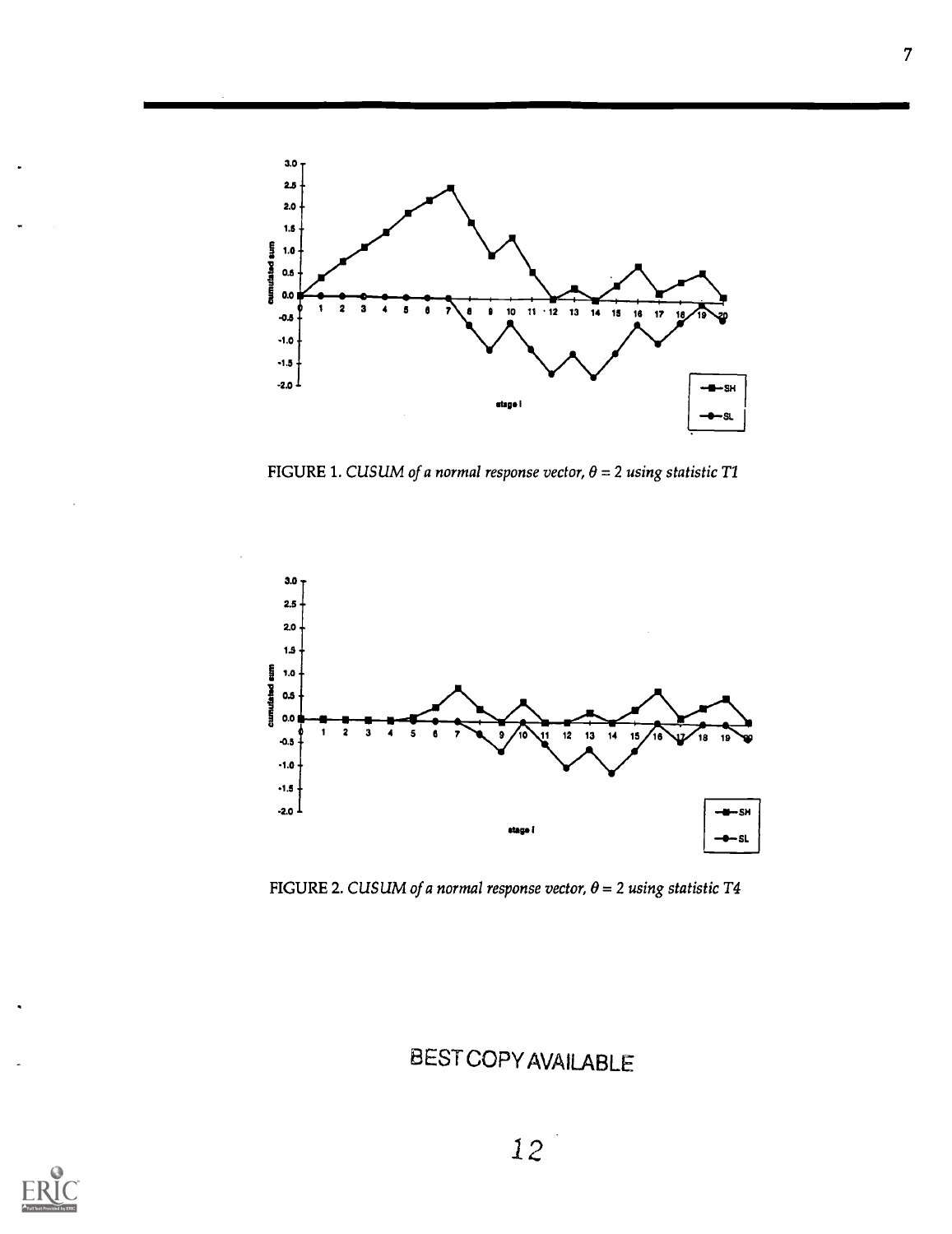FIGURE 1. *CUSUM of a normal response vector, $\theta = 2$ using statistic T1*

FIGURE 2. *CUSUM of a normal response vector, $\theta = 2$ using statistic T4*

BEST COPY AVAILABLE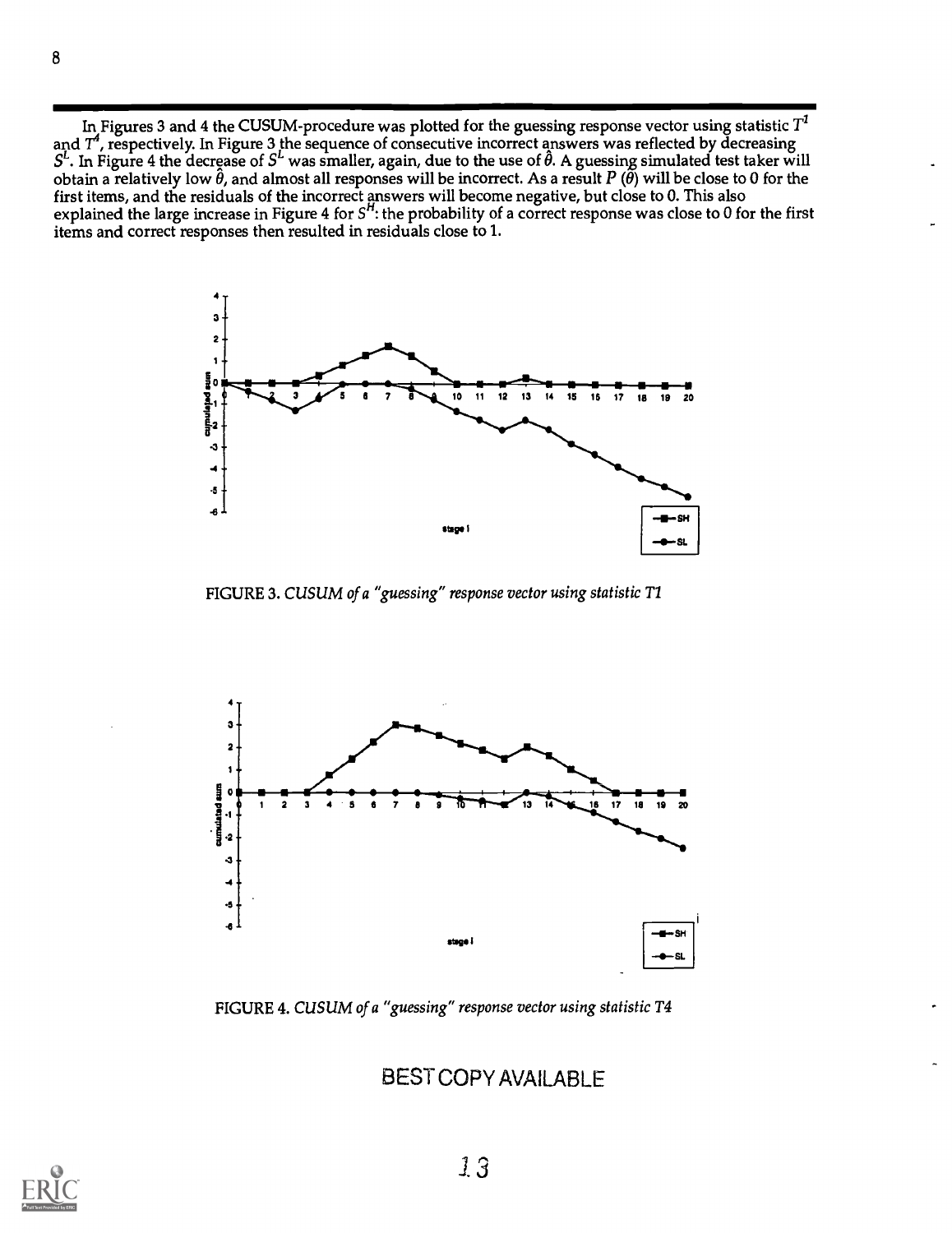In Figures 3 and 4 the CUSUM-procedure was plotted for the guessing response vector using statistic $T^1$ and $T^4$, respectively. In Figure 3 the sequence of consecutive incorrect answers was reflected by decreasing $S^L$. In Figure 4 the decrease of $S^L$ was smaller, again, due to the use of $\hat{\theta}$. A guessing simulated test taker will obtain a relatively low $\hat{\theta}$, and almost all responses will be incorrect. As a result $P(\hat{\theta})$ will be close to 0 for the first items, and the residuals of the incorrect answers will become negative, but close to 0. This also explained the large increase in Figure 4 for $S^H$: the probability of a correct response was close to 0 for the first items and correct responses then resulted in residuals close to 1.

FIGURE 3. *CUSUM of a "guessing" response vector using statistic T1*

FIGURE 4. *CUSUM of a "guessing" response vector using statistic T4*

BEST COPY AVAILABLE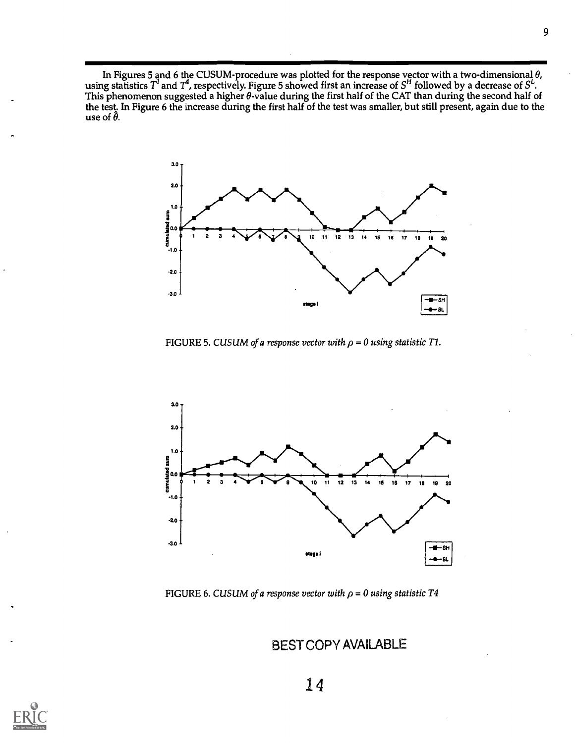In Figures 5 and 6 the CUSUM-procedure was plotted for the response vector with a two-dimensional $\theta$, using statistics $T^1$ and $T^4$, respectively. Figure 5 showed first an increase of $S^H$ followed by a decrease of $S^L$. This phenomenon suggested a higher $\theta$-value during the first half of the CAT than during the second half of the test. In Figure 6 the increase during the first half of the test was smaller, but still present, again due to the use of $\hat{\theta}$.

FIGURE 5. *CUSUM of a response vector with $\rho = 0$ using statistic T1.*

FIGURE 6. *CUSUM of a response vector with $\rho = 0$ using statistic T4*

BEST COPY AVAILABLE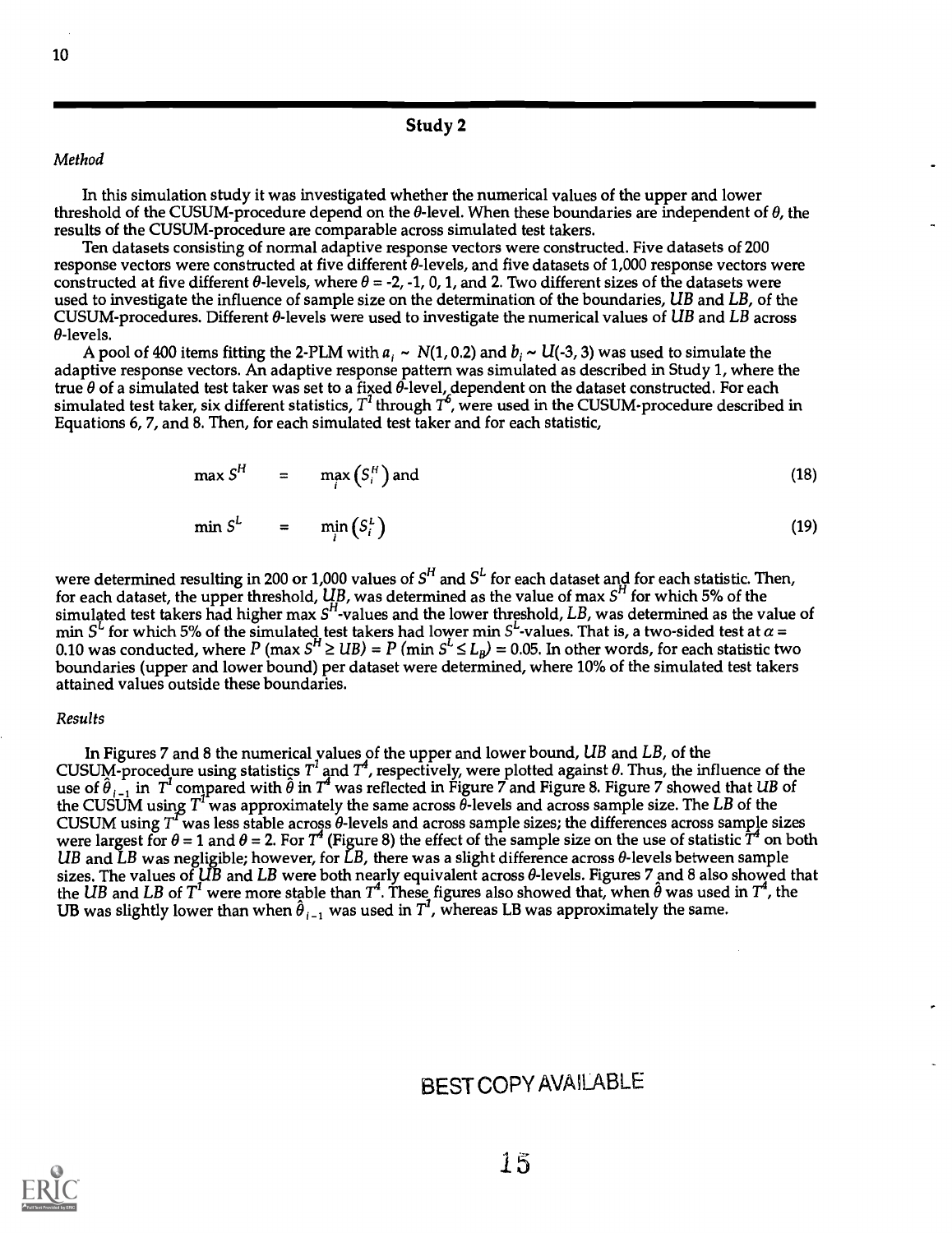## Study 2

### *Method*

In this simulation study it was investigated whether the numerical values of the upper and lower threshold of the CUSUM-procedure depend on the $\theta$-level. When these boundaries are independent of $\theta$, the results of the CUSUM-procedure are comparable across simulated test takers.

Ten datasets consisting of normal adaptive response vectors were constructed. Five datasets of 200 response vectors were constructed at five different $\theta$-levels, and five datasets of 1,000 response vectors were constructed at five different $\theta$-levels, where $\theta = -2, -1, 0, 1$, and 2. Two different sizes of the datasets were used to investigate the influence of sample size on the determination of the boundaries, $UB$ and $LB$, of the CUSUM-procedures. Different $\theta$-levels were used to investigate the numerical values of $UB$ and $LB$ across $\theta$-levels.

A pool of 400 items fitting the 2-PLM with $a_i \sim N(1, 0.2)$ and $b_i \sim U(-3, 3)$ was used to simulate the adaptive response vectors. An adaptive response pattern was simulated as described in Study 1, where the true $\theta$ of a simulated test taker was set to a fixed $\theta$-level, dependent on the dataset constructed. For each simulated test taker, six different statistics, $T^1$ through $T^6$, were used in the CUSUM-procedure described in Equations 6, 7, and 8. Then, for each simulated test taker and for each statistic,

$$\max S^H = \max_i \left(S_i^H\right) \text{ and} \tag{18}$$

$$\min S^L = \min_i \left(S_i^L\right) \tag{19}$$

were determined resulting in 200 or 1,000 values of $S^H$ and $S^L$ for each dataset and for each statistic. Then, for each dataset, the upper threshold, $UB$, was determined as the value of max $S^H$ for which 5% of the simulated test takers had higher max $S^H$-values and the lower threshold, $LB$, was determined as the value of min $S^L$ for which 5% of the simulated test takers had lower min $S^L$-values. That is, a two-sided test at $\alpha = 0.10$ was conducted, where $P(\max S^H \geq UB) = P(\min S^L \leq L_B) = 0.05$. In other words, for each statistic two boundaries (upper and lower bound) per dataset were determined, where 10% of the simulated test takers attained values outside these boundaries.

### *Results*

In Figures 7 and 8 the numerical values of the upper and lower bound, $UB$ and $LB$, of the CUSUM-procedure using statistics $T^1$ and $T^4$, respectively, were plotted against $\theta$. Thus, the influence of the use of $\hat{\theta}_{i-1}$ in $T^1$ compared with $\hat{\theta}$ in $T^4$ was reflected in Figure 7 and Figure 8. Figure 7 showed that $UB$ of the CUSUM using $T^1$ was approximately the same across $\theta$-levels and across sample size. The $LB$ of the CUSUM using $T^1$ was less stable across $\theta$-levels and across sample sizes; the differences across sample sizes were largest for $\theta = 1$ and $\theta = 2$. For $T^4$ (Figure 8) the effect of the sample size on the use of statistic $T^4$ on both $UB$ and $LB$ was negligible; however, for $LB$, there was a slight difference across $\theta$-levels between sample sizes. The values of $UB$ and $LB$ were both nearly equivalent across $\theta$-levels. Figures 7 and 8 also showed that the $UB$ and $LB$ of $T^1$ were more stable than $T^4$. These figures also showed that, when $\hat{\theta}$ was used in $T^4$, the UB was slightly lower than when $\hat{\theta}_{i-1}$ was used in $T^1$, whereas LB was approximately the same.

BEST COPY AVAILABLE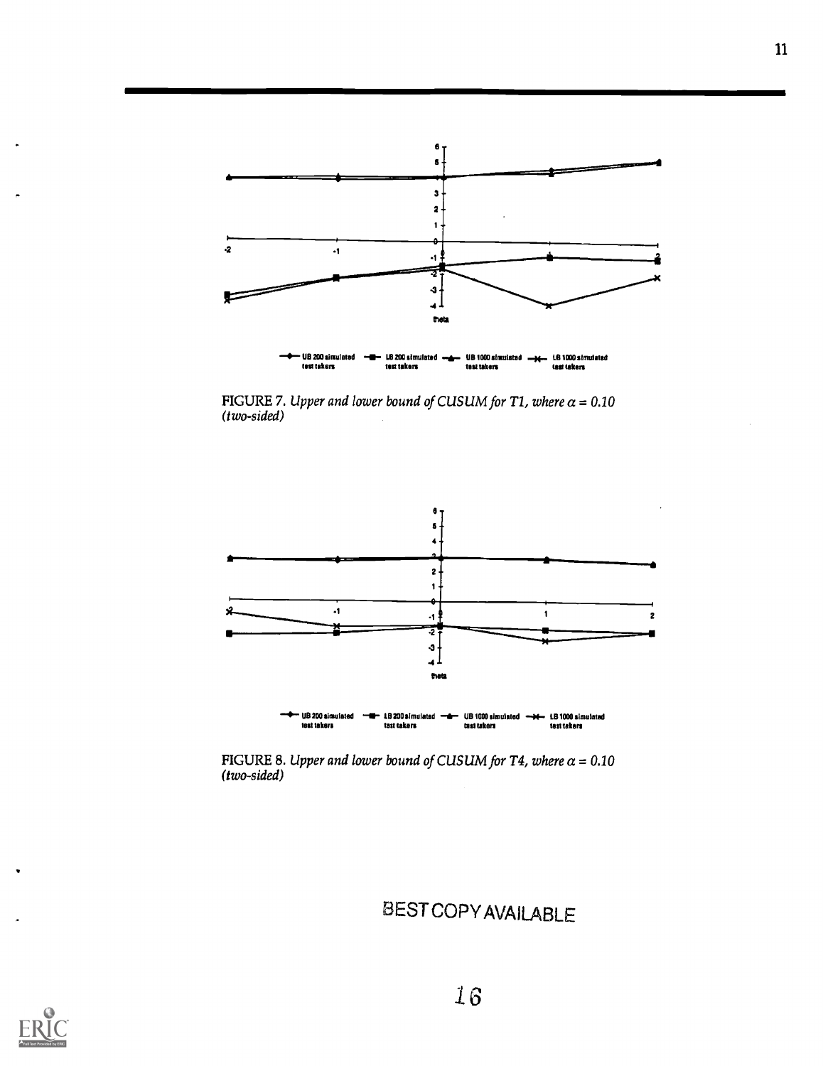FIGURE 7. *Upper and lower bound of CUSUM for T1, where $\alpha = 0.10$ (two-sided)*

FIGURE 8. *Upper and lower bound of CUSUM for T4, where $\alpha = 0.10$ (two-sided)*

BEST COPY AVAILABLE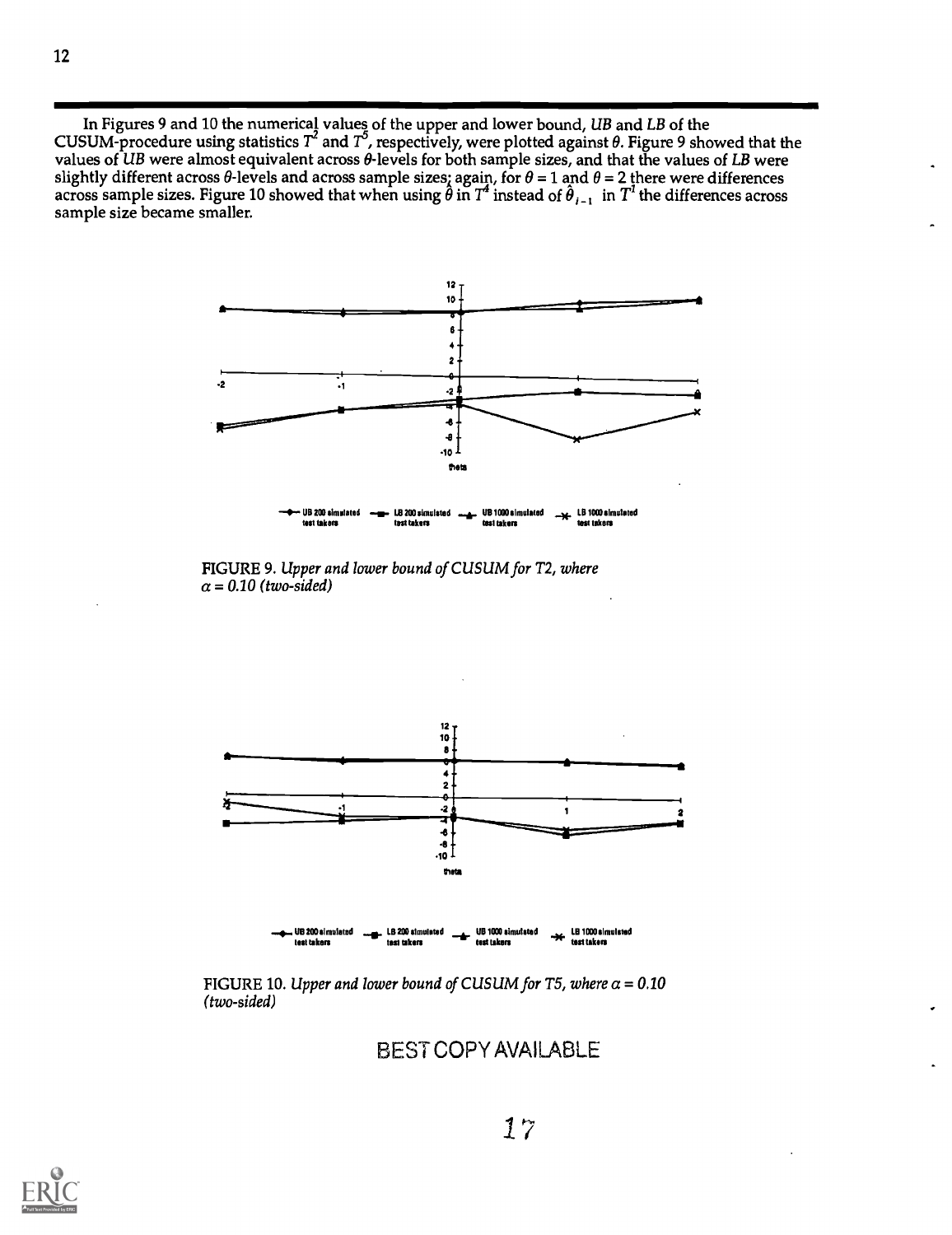In Figures 9 and 10 the numerical values of the upper and lower bound, *UB* and *LB* of the CUSUM-procedure using statistics $T^2$ and $T^5$, respectively, were plotted against $\theta$. Figure 9 showed that the values of *UB* were almost equivalent across $\theta$-levels for both sample sizes, and that the values of *LB* were slightly different across $\theta$-levels and across sample sizes; again, for $\theta = 1$ and $\theta = 2$ there were differences across sample sizes. Figure 10 showed that when using $\hat{\theta}$ in $T^4$ instead of $\hat{\theta}_{i-1}$ in $T^1$ the differences across sample size became smaller.

FIGURE 9. *Upper and lower bound of CUSUM for T2, where $\alpha = 0.10$ (two-sided)*

FIGURE 10. *Upper and lower bound of CUSUM for T5, where $\alpha = 0.10$ (two-sided)*

BEST COPY AVAILABLE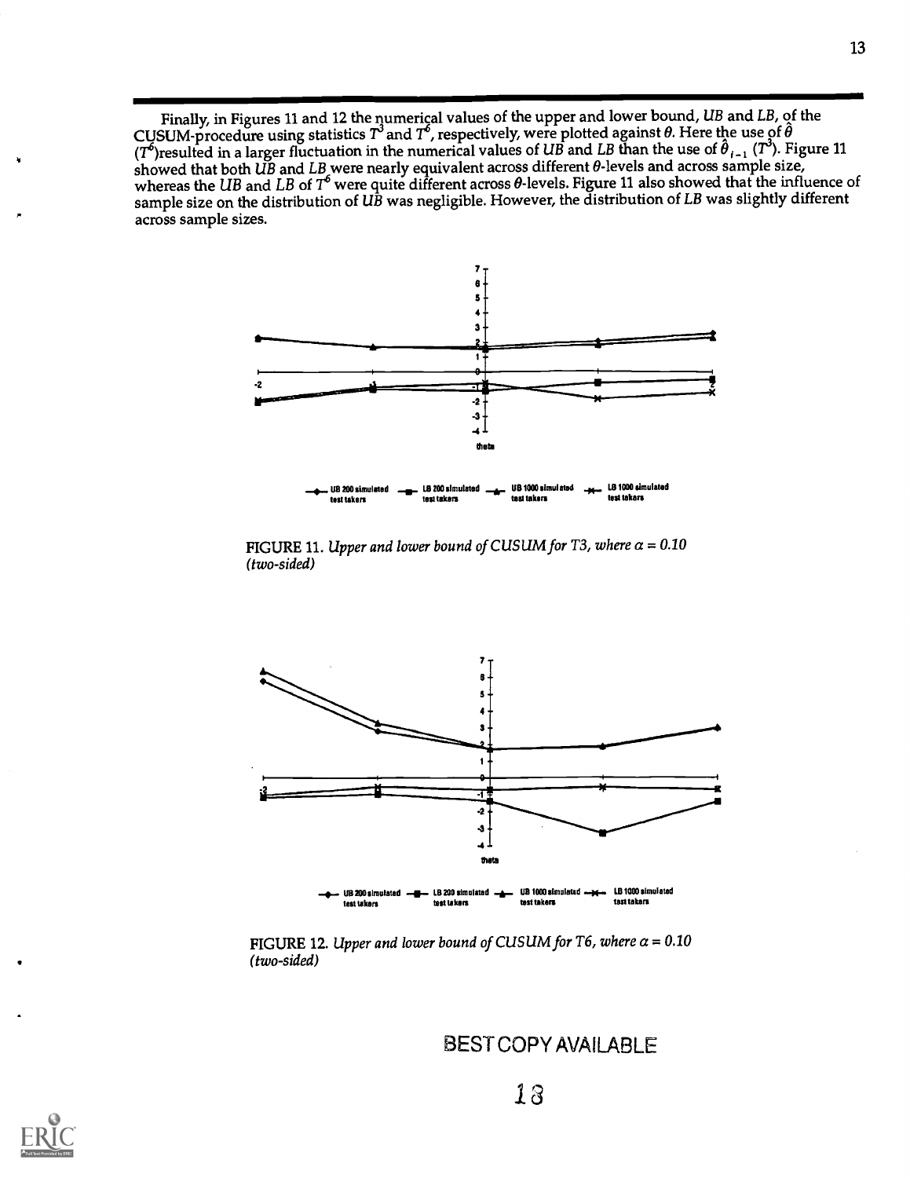Finally, in Figures 11 and 12 the numerical values of the upper and lower bound, *UB* and *LB*, of the CUSUM-procedure using statistics $T^3$ and $T^6$, respectively, were plotted against $\theta$. Here the use of $\hat{\theta}$ ($T^6$)resulted in a larger fluctuation in the numerical values of *UB* and *LB* than the use of $\hat{\theta}_{i-1}$ ($T^3$). Figure 11 showed that both *UB* and *LB* were nearly equivalent across different $\theta$-levels and across sample size, whereas the *UB* and *LB* of $T^6$ were quite different across $\theta$-levels. Figure 11 also showed that the influence of sample size on the distribution of *UB* was negligible. However, the distribution of *LB* was slightly different across sample sizes.

FIGURE 11. *Upper and lower bound of CUSUM for T3, where $\alpha = 0.10$ (two-sided)*

FIGURE 12. *Upper and lower bound of CUSUM for T6, where $\alpha = 0.10$ (two-sided)*

BEST COPY AVAILABLE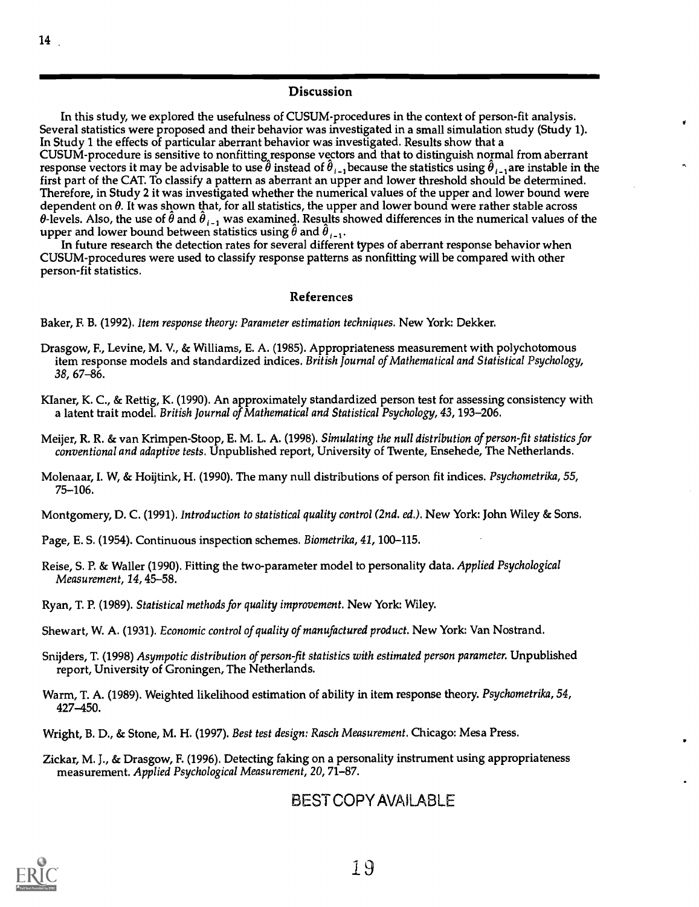## Discussion

In this study, we explored the usefulness of CUSUM-procedures in the context of person-fit analysis. Several statistics were proposed and their behavior was investigated in a small simulation study (Study 1). In Study 1 the effects of particular aberrant behavior was investigated. Results show that a CUSUM-procedure is sensitive to nonfitting response vectors and that to distinguish normal from aberrant response vectors it may be advisable to use $\hat{\theta}$ instead of $\hat{\theta}_{i-1}$ because the statistics using $\hat{\theta}_{i-1}$ are instable in the first part of the CAT. To classify a pattern as aberrant an upper and lower threshold should be determined. Therefore, in Study 2 it was investigated whether the numerical values of the upper and lower bound were dependent on $\theta$. It was shown that, for all statistics, the upper and lower bound were rather stable across $\theta$-levels. Also, the use of $\hat{\theta}$ and $\hat{\theta}_{i-1}$ was examined. Results showed differences in the numerical values of the upper and lower bound between statistics using $\hat{\theta}$ and $\hat{\theta}_{i-1}$.

In future research the detection rates for several different types of aberrant response behavior when CUSUM-procedures were used to classify response patterns as nonfitting will be compared with other person-fit statistics.

## References

Baker, F. B. (1992). *Item response theory: Parameter estimation techniques.* New York: Dekker.

Drasgow, F., Levine, M. V., & Williams, E. A. (1985). Appropriateness measurement with polychotomous item response models and standardized indices. *British Journal of Mathematical and Statistical Psychology, 38*, 67–86.

Klaner, K. C., & Rettig, K. (1990). An approximately standardized person test for assessing consistency with a latent trait model. *British Journal of Mathematical and Statistical Psychology, 43*, 193–206.

Meijer, R. R. & van Krimpen-Stoop, E. M. L. A. (1998). *Simulating the null distribution of person-fit statistics for conventional and adaptive tests.* Unpublished report, University of Twente, Ensehede, The Netherlands.

Molenaar, I. W, & Hoijtink, H. (1990). The many null distributions of person fit indices. *Psychometrika, 55*, 75–106.

Montgomery, D. C. (1991). *Introduction to statistical quality control (2nd. ed.).* New York: John Wiley & Sons.

Page, E. S. (1954). Continuous inspection schemes. *Biometrika, 41*, 100–115.

Reise, S. P. & Waller (1990). Fitting the two-parameter model to personality data. *Applied Psychological Measurement, 14*, 45–58.

Ryan, T. P. (1989). *Statistical methods for quality improvement.* New York: Wiley.

Shewart, W. A. (1931). *Economic control of quality of manufactured product.* New York: Van Nostrand.

Snijders, T. (1998) *Asympotic distribution of person-fit statistics with estimated person parameter.* Unpublished report, University of Groningen, The Netherlands.

Warm, T. A. (1989). Weighted likelihood estimation of ability in item response theory. *Psychometrika, 54*, 427–450.

Wright, B. D., & Stone, M. H. (1997). *Best test design: Rasch Measurement.* Chicago: Mesa Press.

Zickar, M. J., & Drasgow, F. (1996). Detecting faking on a personality instrument using appropriateness measurement. *Applied Psychological Measurement, 20*, 71–87.

BEST COPY AVAILABLE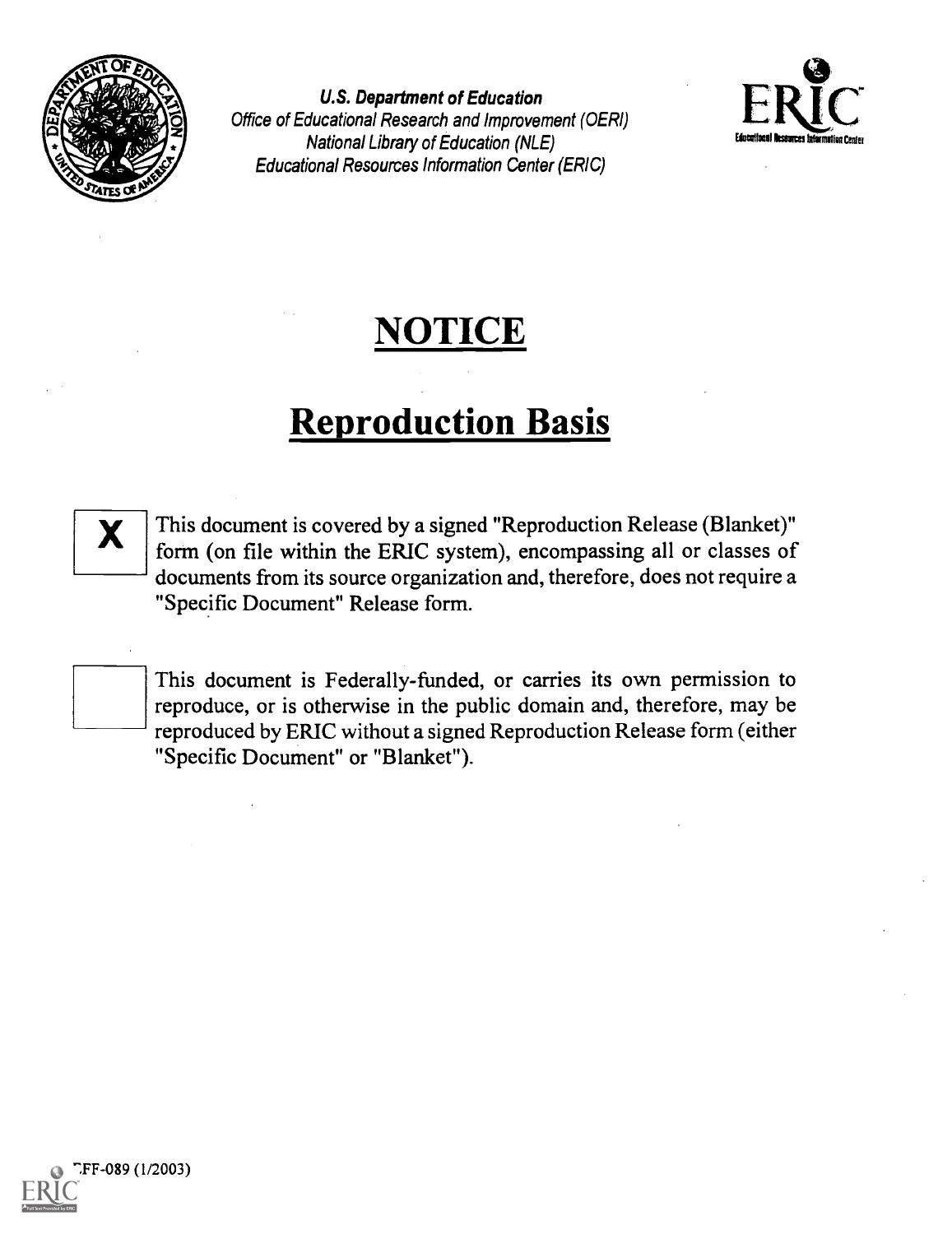*U.S. Department of Education*
*Office of Educational Research and Improvement (OERI)*
*National Library of Education (NLE)*
*Educational Resources Information Center (ERIC)*

# NOTICE

# Reproduction Basis

**X** This document is covered by a signed "Reproduction Release (Blanket)" form (on file within the ERIC system), encompassing all or classes of documents from its source organization and, therefore, does not require a "Specific Document" Release form.

This document is Federally-funded, or carries its own permission to reproduce, or is otherwise in the public domain and, therefore, may be reproduced by ERIC without a signed Reproduction Release form (either "Specific Document" or "Blanket").

EFF-089 (1/2003)